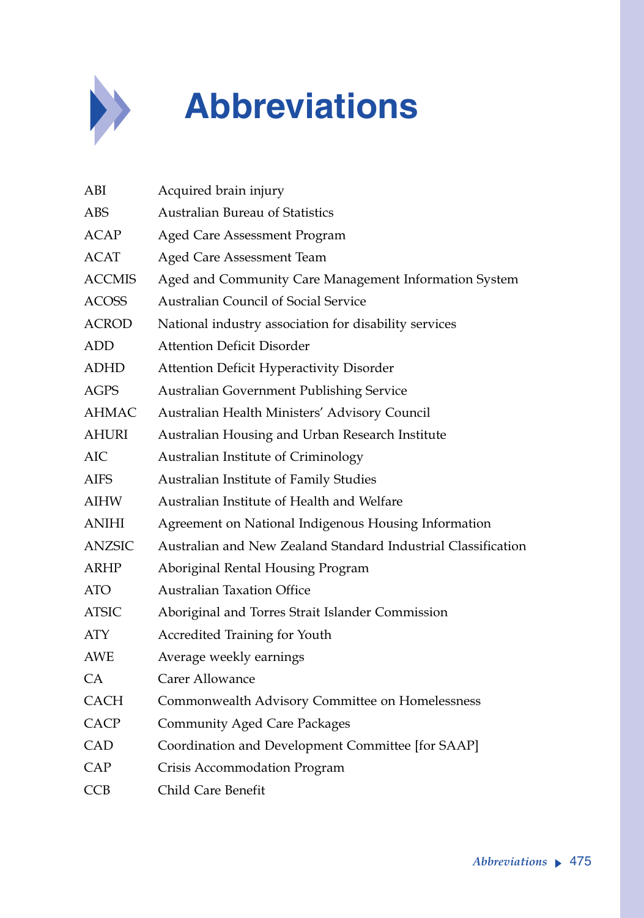# Abbreviations

| | |
|---|---|
| ABI | Acquired brain injury |
| ABS | Australian Bureau of Statistics |
| ACAP | Aged Care Assessment Program |
| ACAT | Aged Care Assessment Team |
| ACCMIS | Aged and Community Care Management Information System |
| ACOSS | Australian Council of Social Service |
| ACROD | National industry association for disability services |
| ADD | Attention Deficit Disorder |
| ADHD | Attention Deficit Hyperactivity Disorder |
| AGPS | Australian Government Publishing Service |
| AHMAC | Australian Health Ministers' Advisory Council |
| AHURI | Australian Housing and Urban Research Institute |
| AIC | Australian Institute of Criminology |
| AIFS | Australian Institute of Family Studies |
| AIHW | Australian Institute of Health and Welfare |
| ANIHI | Agreement on National Indigenous Housing Information |
| ANZSIC | Australian and New Zealand Standard Industrial Classification |
| ARHP | Aboriginal Rental Housing Program |
| ATO | Australian Taxation Office |
| ATSIC | Aboriginal and Torres Strait Islander Commission |
| ATY | Accredited Training for Youth |
| AWE | Average weekly earnings |
| CA | Carer Allowance |
| CACH | Commonwealth Advisory Committee on Homelessness |
| CACP | Community Aged Care Packages |
| CAD | Coordination and Development Committee [for SAAP] |
| CAP | Crisis Accommodation Program |
| CCB | Child Care Benefit |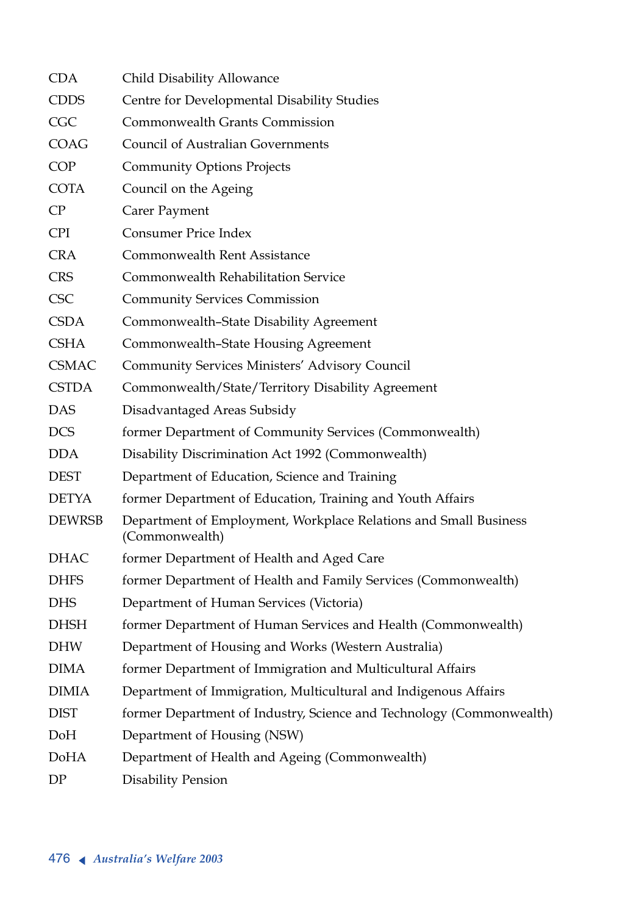| | |
|---|---|
| CDA | Child Disability Allowance |
| CDDS | Centre for Developmental Disability Studies |
| CGC | Commonwealth Grants Commission |
| COAG | Council of Australian Governments |
| COP | Community Options Projects |
| COTA | Council on the Ageing |
| CP | Carer Payment |
| CPI | Consumer Price Index |
| CRA | Commonwealth Rent Assistance |
| CRS | Commonwealth Rehabilitation Service |
| CSC | Community Services Commission |
| CSDA | Commonwealth–State Disability Agreement |
| CSHA | Commonwealth–State Housing Agreement |
| CSMAC | Community Services Ministers' Advisory Council |
| CSTDA | Commonwealth/State/Territory Disability Agreement |
| DAS | Disadvantaged Areas Subsidy |
| DCS | former Department of Community Services (Commonwealth) |
| DDA | Disability Discrimination Act 1992 (Commonwealth) |
| DEST | Department of Education, Science and Training |
| DETYA | former Department of Education, Training and Youth Affairs |
| DEWRSB | Department of Employment, Workplace Relations and Small Business (Commonwealth) |
| DHAC | former Department of Health and Aged Care |
| DHFS | former Department of Health and Family Services (Commonwealth) |
| DHS | Department of Human Services (Victoria) |
| DHSH | former Department of Human Services and Health (Commonwealth) |
| DHW | Department of Housing and Works (Western Australia) |
| DIMA | former Department of Immigration and Multicultural Affairs |
| DIMIA | Department of Immigration, Multicultural and Indigenous Affairs |
| DIST | former Department of Industry, Science and Technology (Commonwealth) |
| DoH | Department of Housing (NSW) |
| DoHA | Department of Health and Ageing (Commonwealth) |
| DP | Disability Pension |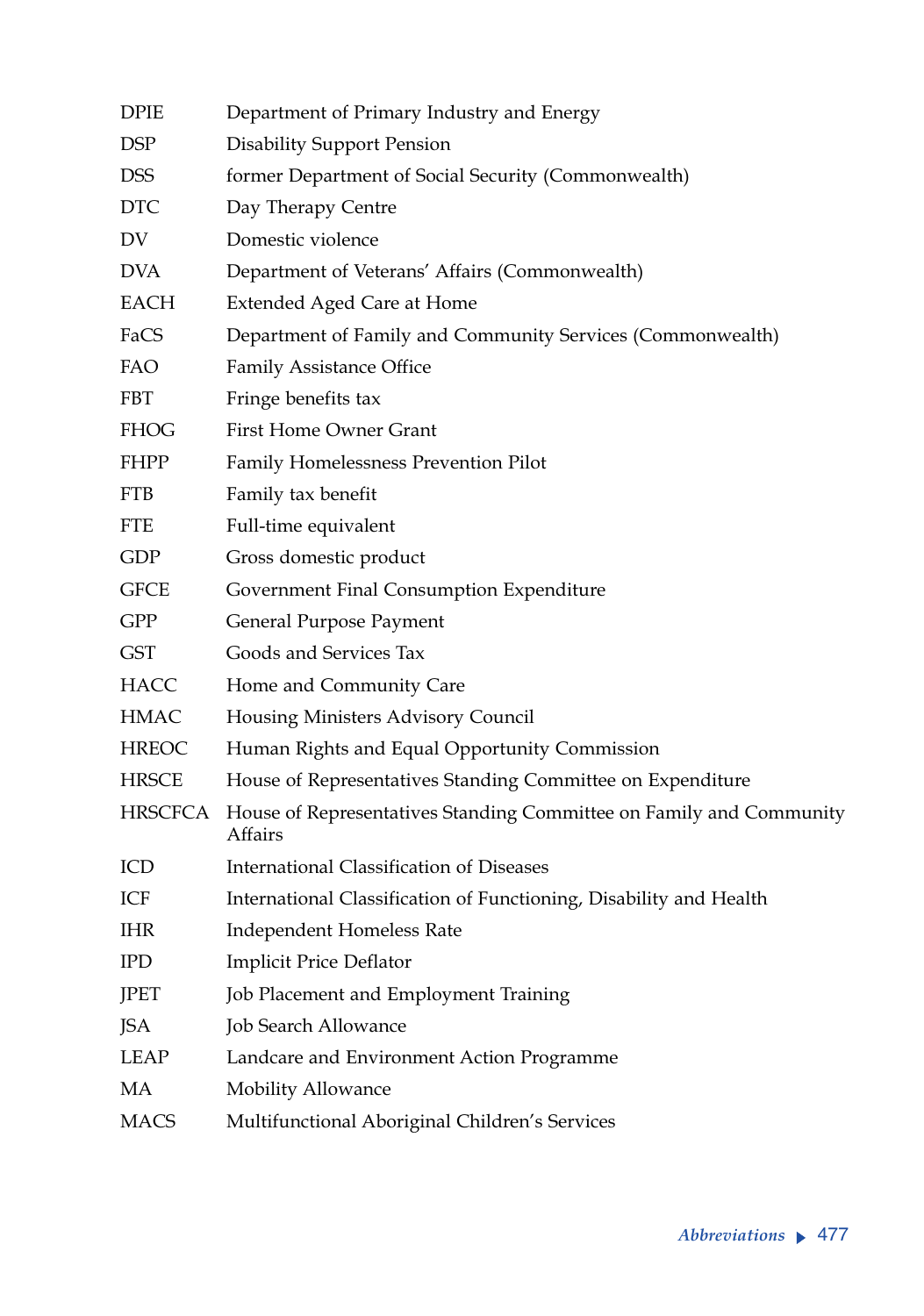| | |
|---|---|
| DPIE | Department of Primary Industry and Energy |
| DSP | Disability Support Pension |
| DSS | former Department of Social Security (Commonwealth) |
| DTC | Day Therapy Centre |
| DV | Domestic violence |
| DVA | Department of Veterans' Affairs (Commonwealth) |
| EACH | Extended Aged Care at Home |
| FaCS | Department of Family and Community Services (Commonwealth) |
| FAO | Family Assistance Office |
| FBT | Fringe benefits tax |
| FHOG | First Home Owner Grant |
| FHPP | Family Homelessness Prevention Pilot |
| FTB | Family tax benefit |
| FTE | Full-time equivalent |
| GDP | Gross domestic product |
| GFCE | Government Final Consumption Expenditure |
| GPP | General Purpose Payment |
| GST | Goods and Services Tax |
| HACC | Home and Community Care |
| HMAC | Housing Ministers Advisory Council |
| HREOC | Human Rights and Equal Opportunity Commission |
| HRSCE | House of Representatives Standing Committee on Expenditure |
| HRSCFCA | House of Representatives Standing Committee on Family and Community Affairs |
| ICD | International Classification of Diseases |
| ICF | International Classification of Functioning, Disability and Health |
| IHR | Independent Homeless Rate |
| IPD | Implicit Price Deflator |
| JPET | Job Placement and Employment Training |
| JSA | Job Search Allowance |
| LEAP | Landcare and Environment Action Programme |
| MA | Mobility Allowance |
| MACS | Multifunctional Aboriginal Children's Services |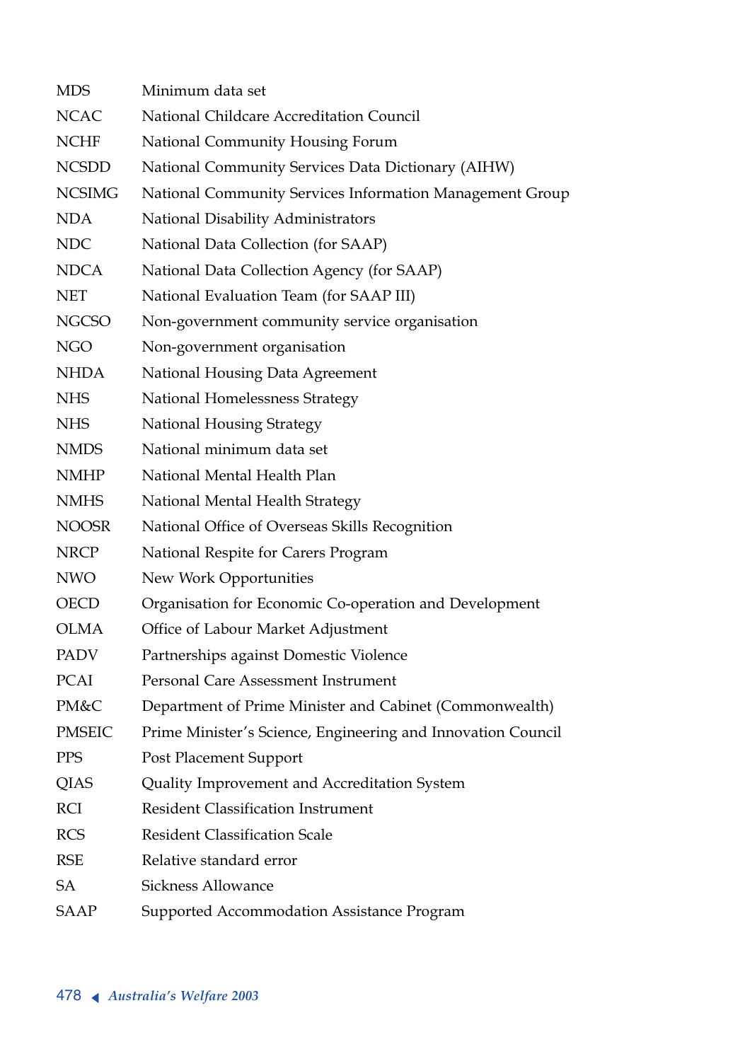| | |
|---|---|
| MDS | Minimum data set |
| NCAC | National Childcare Accreditation Council |
| NCHF | National Community Housing Forum |
| NCSDD | National Community Services Data Dictionary (AIHW) |
| NCSIMG | National Community Services Information Management Group |
| NDA | National Disability Administrators |
| NDC | National Data Collection (for SAAP) |
| NDCA | National Data Collection Agency (for SAAP) |
| NET | National Evaluation Team (for SAAP III) |
| NGCSO | Non-government community service organisation |
| NGO | Non-government organisation |
| NHDA | National Housing Data Agreement |
| NHS | National Homelessness Strategy |
| NHS | National Housing Strategy |
| NMDS | National minimum data set |
| NMHP | National Mental Health Plan |
| NMHS | National Mental Health Strategy |
| NOOSR | National Office of Overseas Skills Recognition |
| NRCP | National Respite for Carers Program |
| NWO | New Work Opportunities |
| OECD | Organisation for Economic Co-operation and Development |
| OLMA | Office of Labour Market Adjustment |
| PADV | Partnerships against Domestic Violence |
| PCAI | Personal Care Assessment Instrument |
| PM&C | Department of Prime Minister and Cabinet (Commonwealth) |
| PMSEIC | Prime Minister's Science, Engineering and Innovation Council |
| PPS | Post Placement Support |
| QIAS | Quality Improvement and Accreditation System |
| RCI | Resident Classification Instrument |
| RCS | Resident Classification Scale |
| RSE | Relative standard error |
| SA | Sickness Allowance |
| SAAP | Supported Accommodation Assistance Program |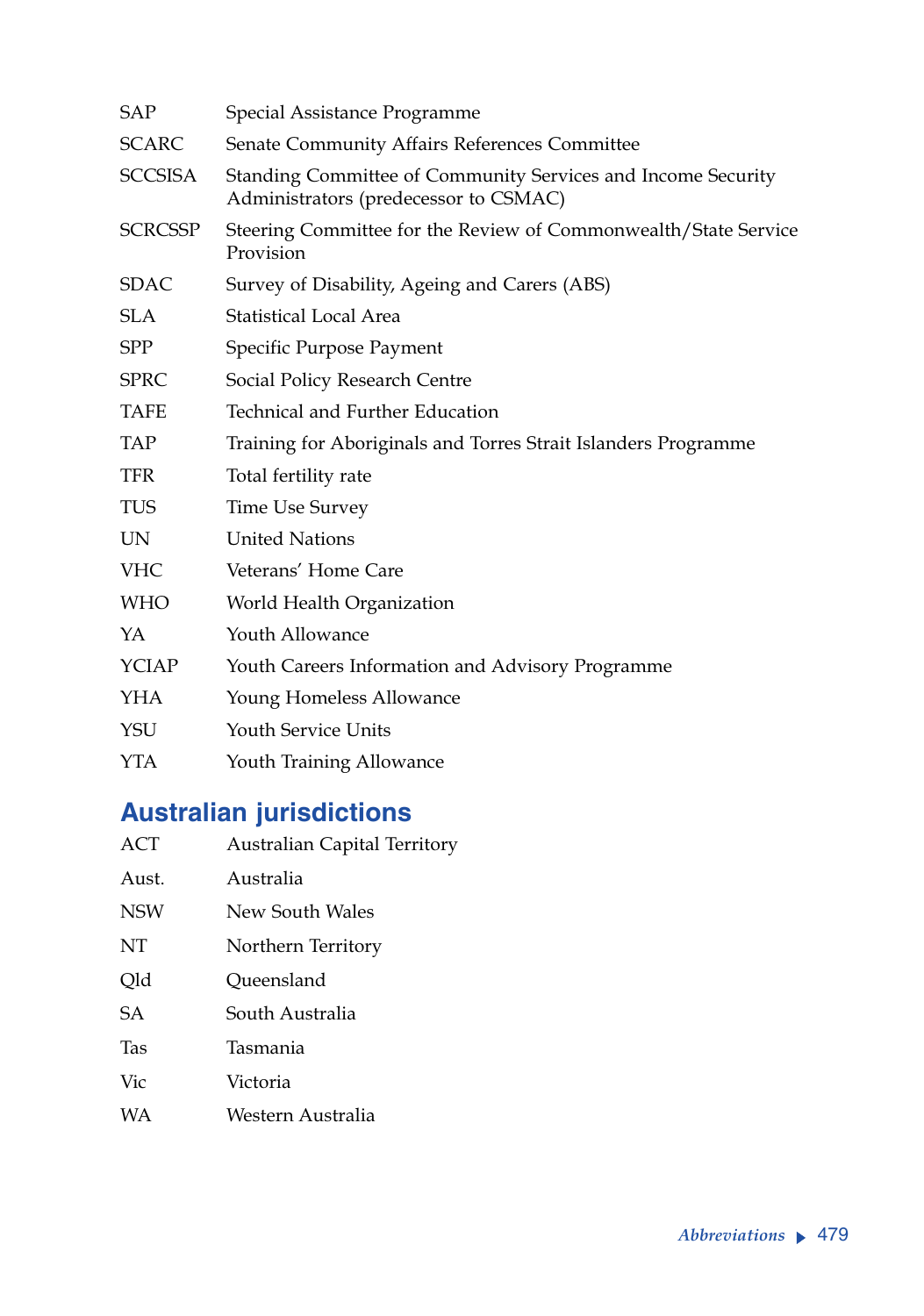| | |
|---|---|
| SAP | Special Assistance Programme |
| SCARC | Senate Community Affairs References Committee |
| SCCSISA | Standing Committee of Community Services and Income Security Administrators (predecessor to CSMAC) |
| SCRCSSP | Steering Committee for the Review of Commonwealth/State Service Provision |
| SDAC | Survey of Disability, Ageing and Carers (ABS) |
| SLA | Statistical Local Area |
| SPP | Specific Purpose Payment |
| SPRC | Social Policy Research Centre |
| TAFE | Technical and Further Education |
| TAP | Training for Aboriginals and Torres Strait Islanders Programme |
| TFR | Total fertility rate |
| TUS | Time Use Survey |
| UN | United Nations |
| VHC | Veterans' Home Care |
| WHO | World Health Organization |
| YA | Youth Allowance |
| YCIAP | Youth Careers Information and Advisory Programme |
| YHA | Young Homeless Allowance |
| YSU | Youth Service Units |
| YTA | Youth Training Allowance |

## Australian jurisdictions

| | |
|---|---|
| ACT | Australian Capital Territory |
| Aust. | Australia |
| NSW | New South Wales |
| NT | Northern Territory |
| Qld | Queensland |
| SA | South Australia |
| Tas | Tasmania |
| Vic | Victoria |
| WA | Western Australia |